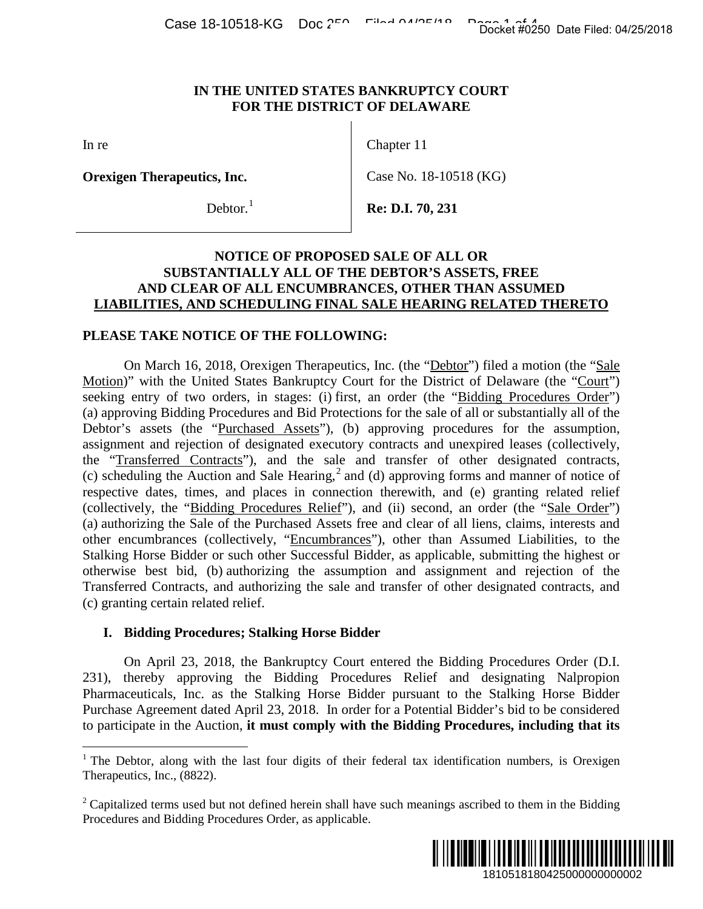IN THE UNITED STATES BANKRUPTCY COURT
FOR THE DISTRICT OF DELAWARE

| | |
|---|---|
| In re | Chapter 11 |
| **Orexigen Therapeutics, Inc.** | Case No. 18-10518 (KG) |
| Debtor.[1] | **Re: D.I. 70, 231** |

**NOTICE OF PROPOSED SALE OF ALL OR SUBSTANTIALLY ALL OF THE DEBTOR'S ASSETS, FREE AND CLEAR OF ALL ENCUMBRANCES, OTHER THAN ASSUMED LIABILITIES, AND SCHEDULING FINAL SALE HEARING RELATED THERETO**

**PLEASE TAKE NOTICE OF THE FOLLOWING:**

On March 16, 2018, Orexigen Therapeutics, Inc. (the "Debtor") filed a motion (the "Sale Motion)" with the United States Bankruptcy Court for the District of Delaware (the "Court") seeking entry of two orders, in stages: (i) first, an order (the "Bidding Procedures Order") (a) approving Bidding Procedures and Bid Protections for the sale of all or substantially all of the Debtor's assets (the "Purchased Assets"), (b) approving procedures for the assumption, assignment and rejection of designated executory contracts and unexpired leases (collectively, the "Transferred Contracts"), and the sale and transfer of other designated contracts, (c) scheduling the Auction and Sale Hearing,[2] and (d) approving forms and manner of notice of respective dates, times, and places in connection therewith, and (e) granting related relief (collectively, the "Bidding Procedures Relief"), and (ii) second, an order (the "Sale Order") (a) authorizing the Sale of the Purchased Assets free and clear of all liens, claims, interests and other encumbrances (collectively, "Encumbrances"), other than Assumed Liabilities, to the Stalking Horse Bidder or such other Successful Bidder, as applicable, submitting the highest or otherwise best bid, (b) authorizing the assumption and assignment and rejection of the Transferred Contracts, and authorizing the sale and transfer of other designated contracts, and (c) granting certain related relief.

## I. Bidding Procedures; Stalking Horse Bidder

On April 23, 2018, the Bankruptcy Court entered the Bidding Procedures Order (D.I. 231), thereby approving the Bidding Procedures Relief and designating Nalpropion Pharmaceuticals, Inc. as the Stalking Horse Bidder pursuant to the Stalking Horse Bidder Purchase Agreement dated April 23, 2018. In order for a Potential Bidder's bid to be considered to participate in the Auction, **it must comply with the Bidding Procedures, including that its**

---

[1] The Debtor, along with the last four digits of their federal tax identification numbers, is Orexigen Therapeutics, Inc., (8822).

[2] Capitalized terms used but not defined herein shall have such meanings ascribed to them in the Bidding Procedures and Bidding Procedures Order, as applicable.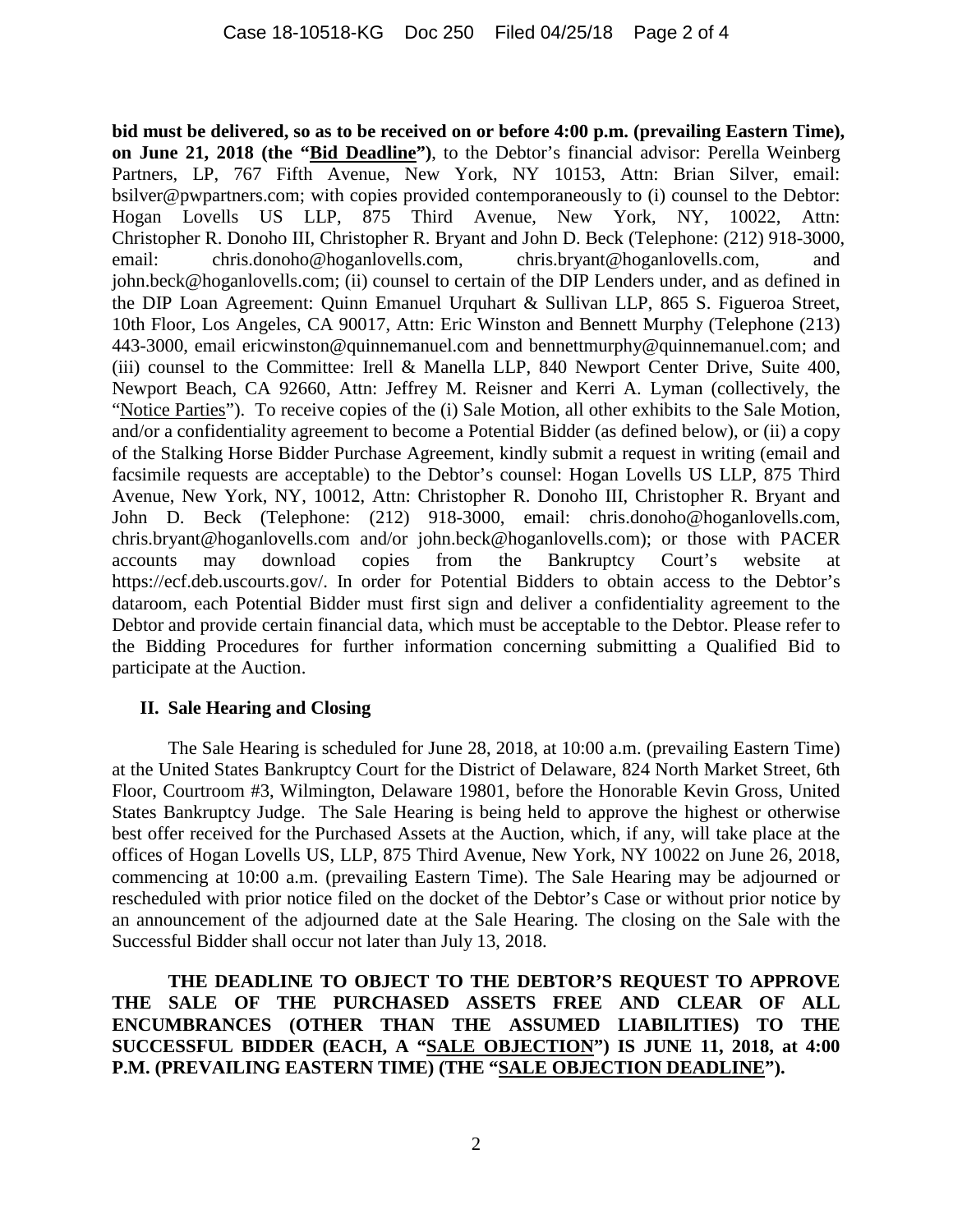**bid must be delivered, so as to be received on or before 4:00 p.m. (prevailing Eastern Time), on June 21, 2018 (the "Bid Deadline")**, to the Debtor's financial advisor: Perella Weinberg Partners, LP, 767 Fifth Avenue, New York, NY 10153, Attn: Brian Silver, email: bsilver@pwpartners.com; with copies provided contemporaneously to (i) counsel to the Debtor: Hogan Lovells US LLP, 875 Third Avenue, New York, NY, 10022, Attn: Christopher R. Donoho III, Christopher R. Bryant and John D. Beck (Telephone: (212) 918-3000, email: chris.donoho@hoganlovells.com, chris.bryant@hoganlovells.com, and john.beck@hoganlovells.com; (ii) counsel to certain of the DIP Lenders under, and as defined in the DIP Loan Agreement: Quinn Emanuel Urquhart & Sullivan LLP, 865 S. Figueroa Street, 10th Floor, Los Angeles, CA 90017, Attn: Eric Winston and Bennett Murphy (Telephone (213) 443-3000, email ericwinston@quinnemanuel.com and bennettmurphy@quinnemanuel.com; and (iii) counsel to the Committee: Irell & Manella LLP, 840 Newport Center Drive, Suite 400, Newport Beach, CA 92660, Attn: Jeffrey M. Reisner and Kerri A. Lyman (collectively, the "Notice Parties"). To receive copies of the (i) Sale Motion, all other exhibits to the Sale Motion, and/or a confidentiality agreement to become a Potential Bidder (as defined below), or (ii) a copy of the Stalking Horse Bidder Purchase Agreement, kindly submit a request in writing (email and facsimile requests are acceptable) to the Debtor's counsel: Hogan Lovells US LLP, 875 Third Avenue, New York, NY, 10012, Attn: Christopher R. Donoho III, Christopher R. Bryant and John D. Beck (Telephone: (212) 918-3000, email: chris.donoho@hoganlovells.com, chris.bryant@hoganlovells.com and/or john.beck@hoganlovells.com); or those with PACER accounts may download copies from the Bankruptcy Court's website at https://ecf.deb.uscourts.gov/. In order for Potential Bidders to obtain access to the Debtor's dataroom, each Potential Bidder must first sign and deliver a confidentiality agreement to the Debtor and provide certain financial data, which must be acceptable to the Debtor. Please refer to the Bidding Procedures for further information concerning submitting a Qualified Bid to participate at the Auction.

## II. Sale Hearing and Closing

The Sale Hearing is scheduled for June 28, 2018, at 10:00 a.m. (prevailing Eastern Time) at the United States Bankruptcy Court for the District of Delaware, 824 North Market Street, 6th Floor, Courtroom #3, Wilmington, Delaware 19801, before the Honorable Kevin Gross, United States Bankruptcy Judge. The Sale Hearing is being held to approve the highest or otherwise best offer received for the Purchased Assets at the Auction, which, if any, will take place at the offices of Hogan Lovells US, LLP, 875 Third Avenue, New York, NY 10022 on June 26, 2018, commencing at 10:00 a.m. (prevailing Eastern Time). The Sale Hearing may be adjourned or rescheduled with prior notice filed on the docket of the Debtor's Case or without prior notice by an announcement of the adjourned date at the Sale Hearing. The closing on the Sale with the Successful Bidder shall occur not later than July 13, 2018.

**THE DEADLINE TO OBJECT TO THE DEBTOR'S REQUEST TO APPROVE THE SALE OF THE PURCHASED ASSETS FREE AND CLEAR OF ALL ENCUMBRANCES (OTHER THAN THE ASSUMED LIABILITIES) TO THE SUCCESSFUL BIDDER (EACH, A "SALE OBJECTION") IS JUNE 11, 2018, at 4:00 P.M. (PREVAILING EASTERN TIME) (THE "SALE OBJECTION DEADLINE").**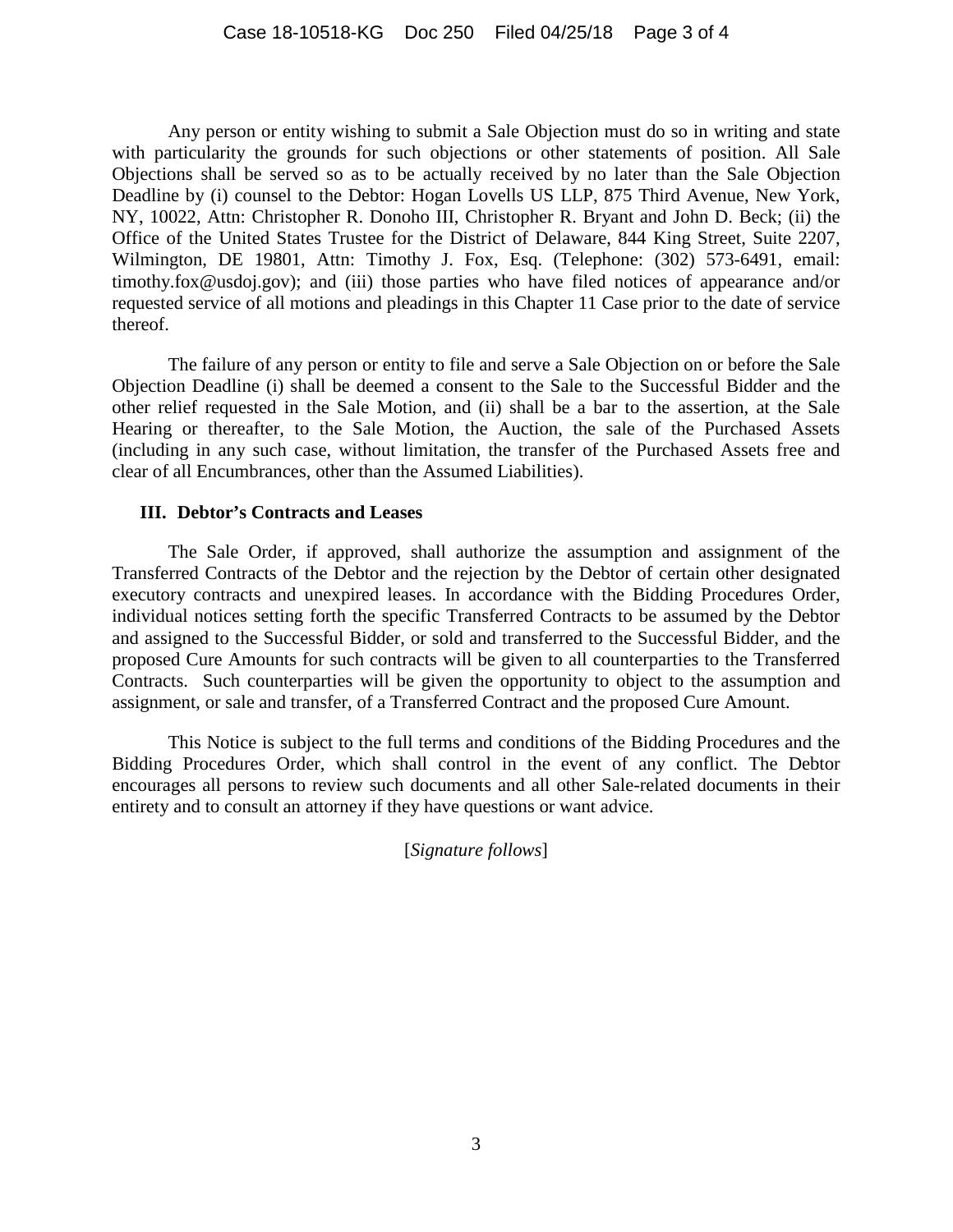Any person or entity wishing to submit a Sale Objection must do so in writing and state with particularity the grounds for such objections or other statements of position. All Sale Objections shall be served so as to be actually received by no later than the Sale Objection Deadline by (i) counsel to the Debtor: Hogan Lovells US LLP, 875 Third Avenue, New York, NY, 10022, Attn: Christopher R. Donoho III, Christopher R. Bryant and John D. Beck; (ii) the Office of the United States Trustee for the District of Delaware, 844 King Street, Suite 2207, Wilmington, DE 19801, Attn: Timothy J. Fox, Esq. (Telephone: (302) 573-6491, email: timothy.fox@usdoj.gov); and (iii) those parties who have filed notices of appearance and/or requested service of all motions and pleadings in this Chapter 11 Case prior to the date of service thereof.

The failure of any person or entity to file and serve a Sale Objection on or before the Sale Objection Deadline (i) shall be deemed a consent to the Sale to the Successful Bidder and the other relief requested in the Sale Motion, and (ii) shall be a bar to the assertion, at the Sale Hearing or thereafter, to the Sale Motion, the Auction, the sale of the Purchased Assets (including in any such case, without limitation, the transfer of the Purchased Assets free and clear of all Encumbrances, other than the Assumed Liabilities).

### III. Debtor's Contracts and Leases

The Sale Order, if approved, shall authorize the assumption and assignment of the Transferred Contracts of the Debtor and the rejection by the Debtor of certain other designated executory contracts and unexpired leases. In accordance with the Bidding Procedures Order, individual notices setting forth the specific Transferred Contracts to be assumed by the Debtor and assigned to the Successful Bidder, or sold and transferred to the Successful Bidder, and the proposed Cure Amounts for such contracts will be given to all counterparties to the Transferred Contracts. Such counterparties will be given the opportunity to object to the assumption and assignment, or sale and transfer, of a Transferred Contract and the proposed Cure Amount.

This Notice is subject to the full terms and conditions of the Bidding Procedures and the Bidding Procedures Order, which shall control in the event of any conflict. The Debtor encourages all persons to review such documents and all other Sale-related documents in their entirety and to consult an attorney if they have questions or want advice.

[*Signature follows*]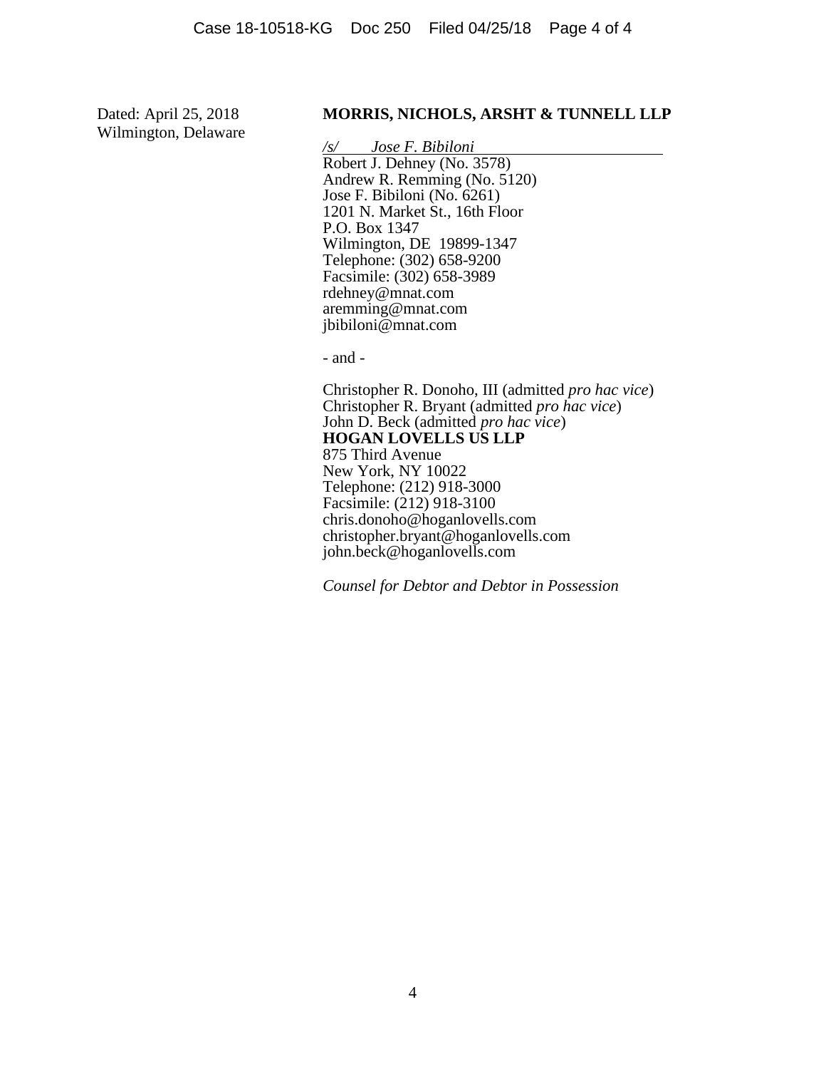Dated: April 25, 2018
Wilmington, Delaware

**MORRIS, NICHOLS, ARSHT & TUNNELL LLP**

*/s/ Jose F. Bibiloni*
Robert J. Dehney (No. 3578)
Andrew R. Remming (No. 5120)
Jose F. Bibiloni (No. 6261)
1201 N. Market St., 16th Floor
P.O. Box 1347
Wilmington, DE 19899-1347
Telephone: (302) 658-9200
Facsimile: (302) 658-3989
rdehney@mnat.com
aremming@mnat.com
jbibiloni@mnat.com

- and -

Christopher R. Donoho, III (admitted *pro hac vice*)
Christopher R. Bryant (admitted *pro hac vice*)
John D. Beck (admitted *pro hac vice*)
**HOGAN LOVELLS US LLP**
875 Third Avenue
New York, NY 10022
Telephone: (212) 918-3000
Facsimile: (212) 918-3100
chris.donoho@hoganlovells.com
christopher.bryant@hoganlovells.com
john.beck@hoganlovells.com

*Counsel for Debtor and Debtor in Possession*